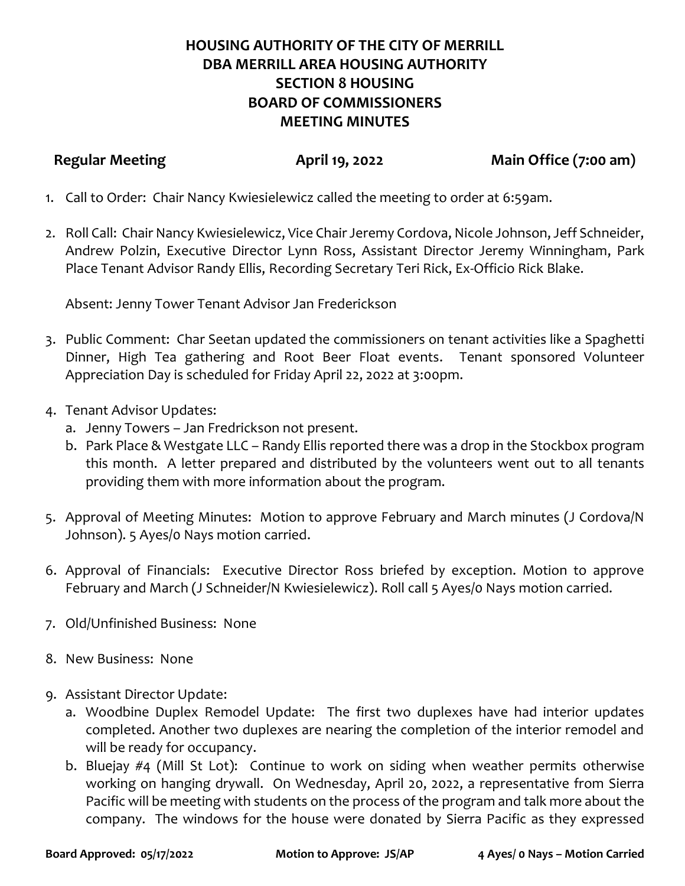# HOUSING AUTHORITY OF THE CITY OF MERRILL
# DBA MERRILL AREA HOUSING AUTHORITY
# SECTION 8 HOUSING
# BOARD OF COMMISSIONERS
# MEETING MINUTES

**Regular Meeting** **April 19, 2022** **Main Office (7:00 am)**

1. Call to Order: Chair Nancy Kwiesielewicz called the meeting to order at 6:59am.

2. Roll Call: Chair Nancy Kwiesielewicz, Vice Chair Jeremy Cordova, Nicole Johnson, Jeff Schneider, Andrew Polzin, Executive Director Lynn Ross, Assistant Director Jeremy Winningham, Park Place Tenant Advisor Randy Ellis, Recording Secretary Teri Rick, Ex-Officio Rick Blake.

   Absent: Jenny Tower Tenant Advisor Jan Frederickson

3. Public Comment: Char Seetan updated the commissioners on tenant activities like a Spaghetti Dinner, High Tea gathering and Root Beer Float events. Tenant sponsored Volunteer Appreciation Day is scheduled for Friday April 22, 2022 at 3:00pm.

4. Tenant Advisor Updates:
   a. Jenny Towers – Jan Fredrickson not present.
   b. Park Place & Westgate LLC – Randy Ellis reported there was a drop in the Stockbox program this month. A letter prepared and distributed by the volunteers went out to all tenants providing them with more information about the program.

5. Approval of Meeting Minutes: Motion to approve February and March minutes (J Cordova/N Johnson). 5 Ayes/0 Nays motion carried.

6. Approval of Financials: Executive Director Ross briefed by exception. Motion to approve February and March (J Schneider/N Kwiesielewicz). Roll call 5 Ayes/0 Nays motion carried.

7. Old/Unfinished Business: None

8. New Business: None

9. Assistant Director Update:
   a. Woodbine Duplex Remodel Update: The first two duplexes have had interior updates completed. Another two duplexes are nearing the completion of the interior remodel and will be ready for occupancy.
   b. Bluejay #4 (Mill St Lot): Continue to work on siding when weather permits otherwise working on hanging drywall. On Wednesday, April 20, 2022, a representative from Sierra Pacific will be meeting with students on the process of the program and talk more about the company. The windows for the house were donated by Sierra Pacific as they expressed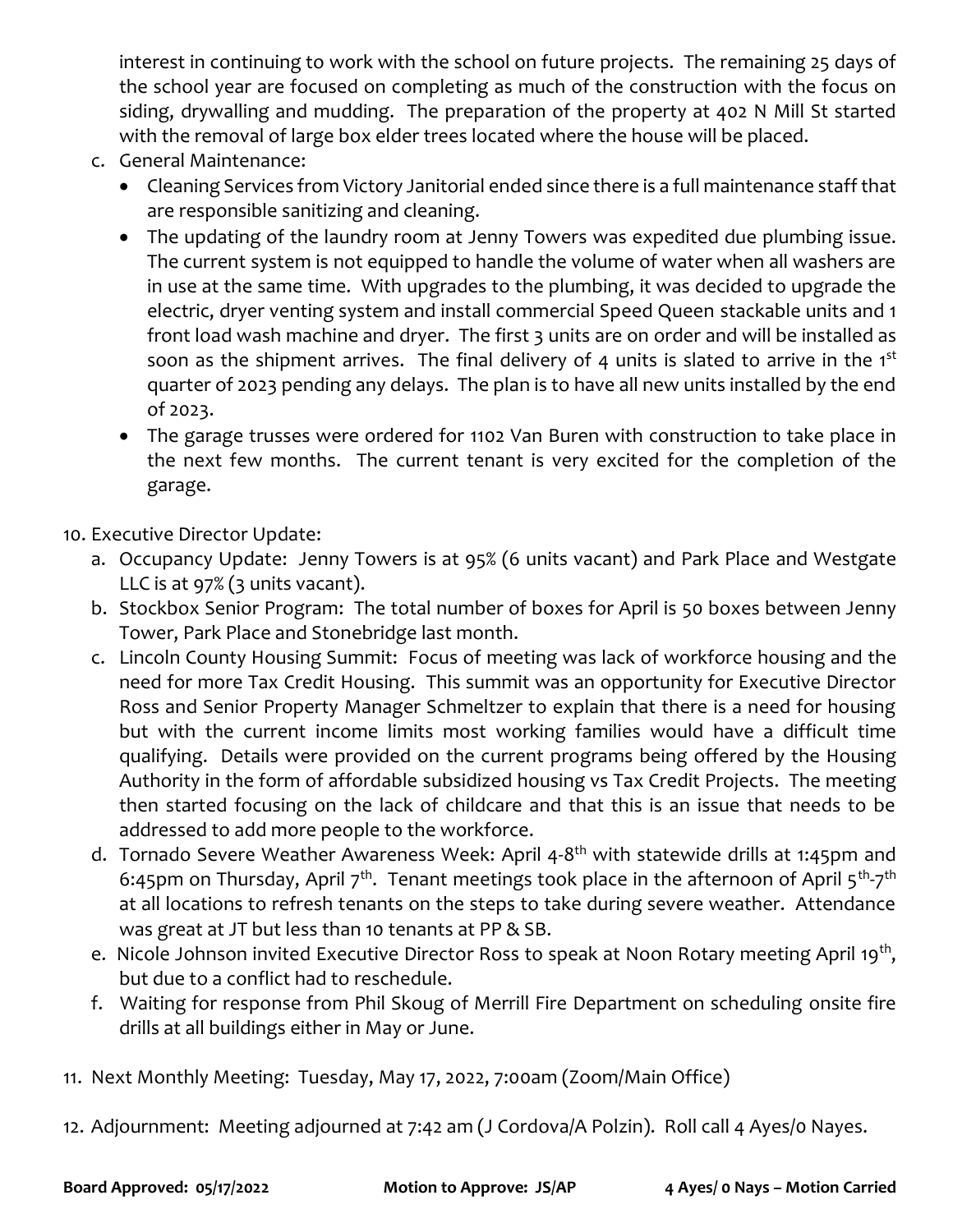interest in continuing to work with the school on future projects. The remaining 25 days of the school year are focused on completing as much of the construction with the focus on siding, drywalling and mudding. The preparation of the property at 402 N Mill St started with the removal of large box elder trees located where the house will be placed.

c. General Maintenance:
   - Cleaning Services from Victory Janitorial ended since there is a full maintenance staff that are responsible sanitizing and cleaning.
   - The updating of the laundry room at Jenny Towers was expedited due plumbing issue. The current system is not equipped to handle the volume of water when all washers are in use at the same time. With upgrades to the plumbing, it was decided to upgrade the electric, dryer venting system and install commercial Speed Queen stackable units and 1 front load wash machine and dryer. The first 3 units are on order and will be installed as soon as the shipment arrives. The final delivery of 4 units is slated to arrive in the 1st quarter of 2023 pending any delays. The plan is to have all new units installed by the end of 2023.
   - The garage trusses were ordered for 1102 Van Buren with construction to take place in the next few months. The current tenant is very excited for the completion of the garage.

10. Executive Director Update:
    a. Occupancy Update: Jenny Towers is at 95% (6 units vacant) and Park Place and Westgate LLC is at 97% (3 units vacant).
    b. Stockbox Senior Program: The total number of boxes for April is 50 boxes between Jenny Tower, Park Place and Stonebridge last month.
    c. Lincoln County Housing Summit: Focus of meeting was lack of workforce housing and the need for more Tax Credit Housing. This summit was an opportunity for Executive Director Ross and Senior Property Manager Schmeltzer to explain that there is a need for housing but with the current income limits most working families would have a difficult time qualifying. Details were provided on the current programs being offered by the Housing Authority in the form of affordable subsidized housing vs Tax Credit Projects. The meeting then started focusing on the lack of childcare and that this is an issue that needs to be addressed to add more people to the workforce.
    d. Tornado Severe Weather Awareness Week: April 4-8th with statewide drills at 1:45pm and 6:45pm on Thursday, April 7th. Tenant meetings took place in the afternoon of April 5th-7th at all locations to refresh tenants on the steps to take during severe weather. Attendance was great at JT but less than 10 tenants at PP & SB.
    e. Nicole Johnson invited Executive Director Ross to speak at Noon Rotary meeting April 19th, but due to a conflict had to reschedule.
    f. Waiting for response from Phil Skoug of Merrill Fire Department on scheduling onsite fire drills at all buildings either in May or June.

11. Next Monthly Meeting: Tuesday, May 17, 2022, 7:00am (Zoom/Main Office)

12. Adjournment: Meeting adjourned at 7:42 am (J Cordova/A Polzin). Roll call 4 Ayes/0 Nayes.

**Board Approved: 05/17/2022** **Motion to Approve: JS/AP** **4 Ayes/ 0 Nays – Motion Carried**